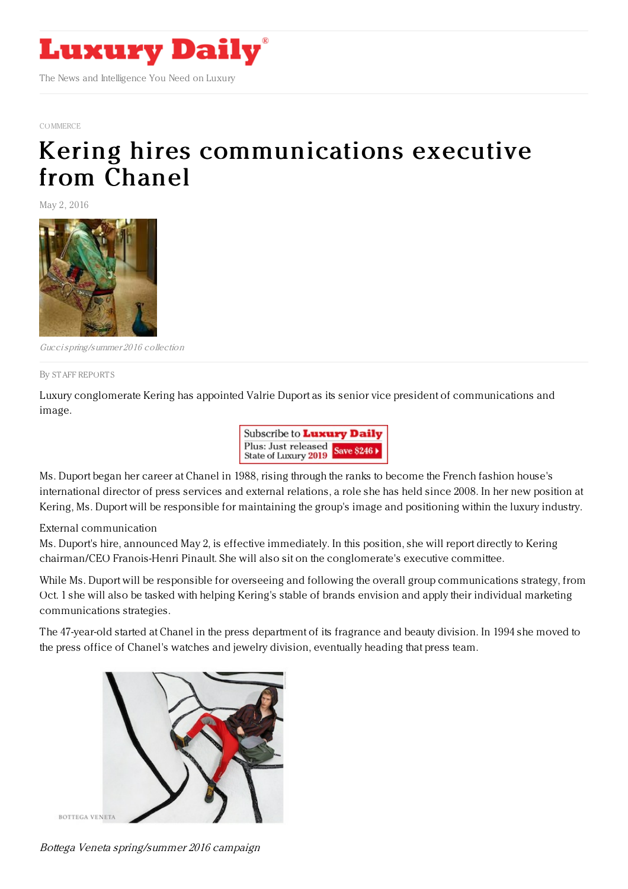# Luxury Daily

The News and Intelligence You Need on Luxury

COMMERCE

# Kering hires communications executive from Chanel

May 2, 2016

*Gucci spring/summer 2016 collection*

By STAFF REPORTS

Luxury conglomerate Kering has appointed Valrie Duport as its senior vice president of communications and image.

Ms. Duport began her career at Chanel in 1988, rising through the ranks to become the French fashion house's international director of press services and external relations, a role she has held since 2008. In her new position at Kering, Ms. Duport will be responsible for maintaining the group's image and positioning within the luxury industry.

## External communication

Ms. Duport's hire, announced May 2, is effective immediately. In this position, she will report directly to Kering chairman/CEO Franois-Henri Pinault. She will also sit on the conglomerate's executive committee.

While Ms. Duport will be responsible for overseeing and following the overall group communications strategy, from Oct. 1 she will also be tasked with helping Kering's stable of brands envision and apply their individual marketing communications strategies.

The 47-year-old started at Chanel in the press department of its fragrance and beauty division. In 1994 she moved to the press office of Chanel's watches and jewelry division, eventually heading that press team.

*Bottega Veneta spring/summer 2016 campaign*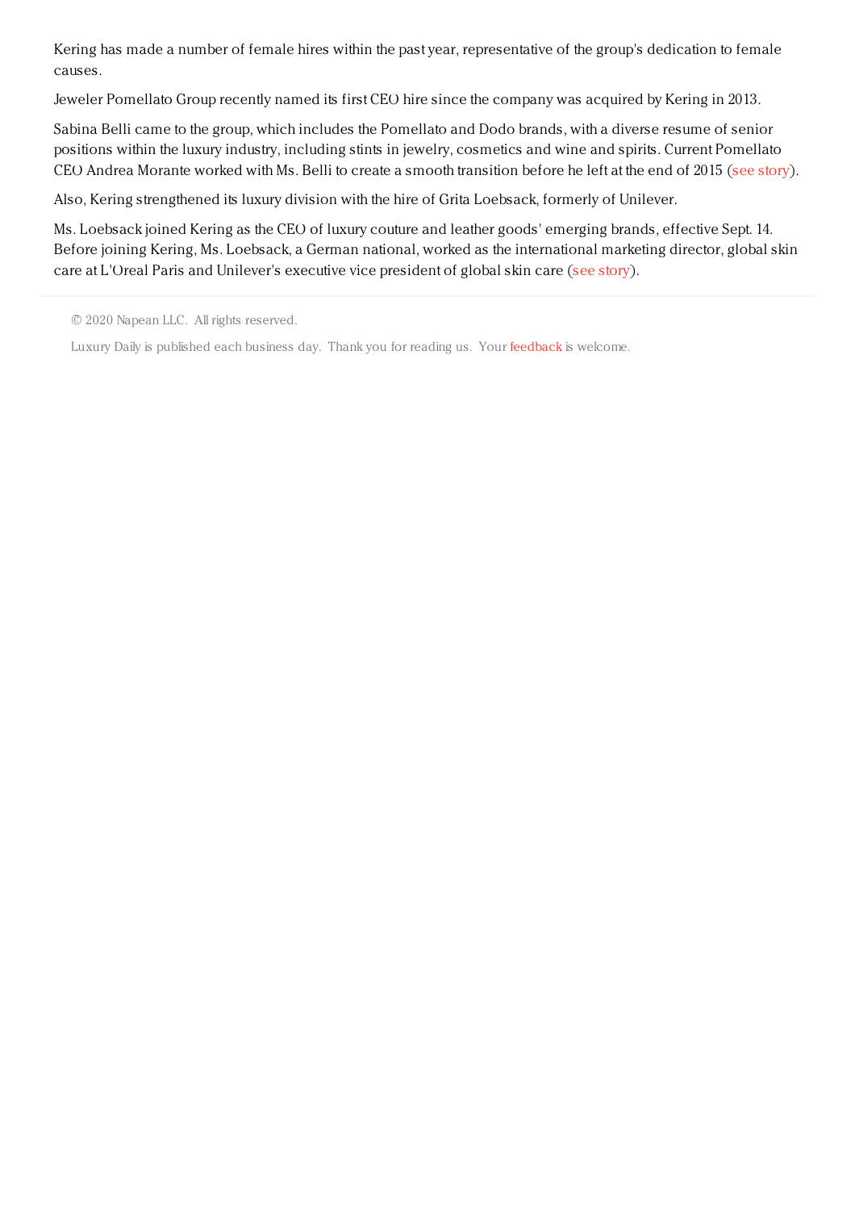Kering has made a number of female hires within the past year, representative of the group's dedication to female causes.

Jeweler Pomellato Group recently named its first CEO hire since the company was acquired by Kering in 2013.

Sabina Belli came to the group, which includes the Pomellato and Dodo brands, with a diverse resume of senior positions within the luxury industry, including stints in jewelry, cosmetics and wine and spirits. Current Pomellato CEO Andrea Morante worked with Ms. Belli to create a smooth transition before he left at the end of 2015 (see story).

Also, Kering strengthened its luxury division with the hire of Grita Loebsack, formerly of Unilever.

Ms. Loebsack joined Kering as the CEO of luxury couture and leather goods' emerging brands, effective Sept. 14. Before joining Kering, Ms. Loebsack, a German national, worked as the international marketing director, global skin care at L'Oreal Paris and Unilever's executive vice president of global skin care (see story).

---

© 2020 Napean LLC. All rights reserved.

Luxury Daily is published each business day. Thank you for reading us. Your feedback is welcome.